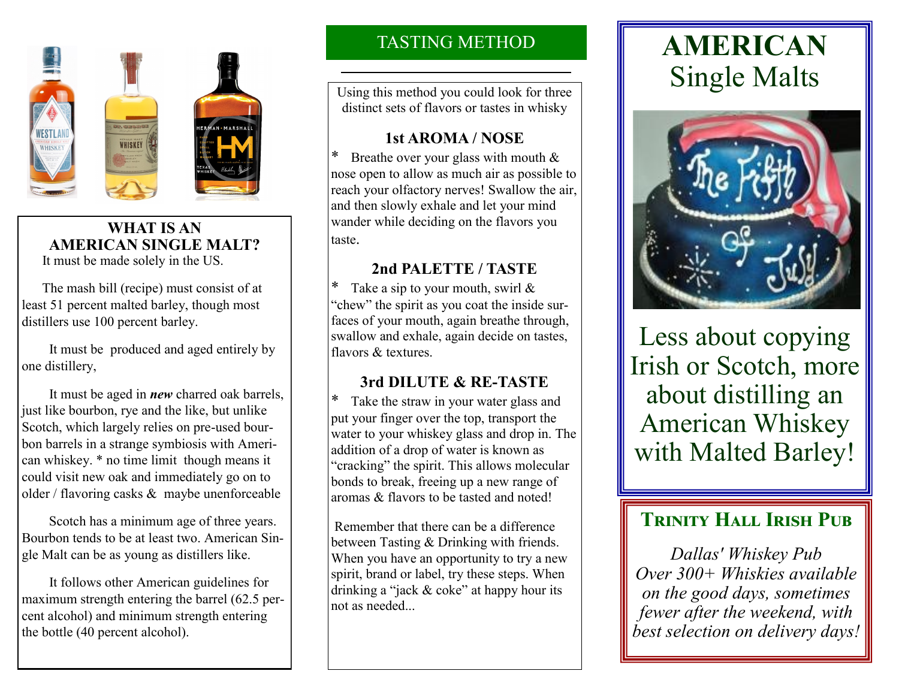## WHAT IS AN AMERICAN SINGLE MALT?

It must be made solely in the US.

The mash bill (recipe) must consist of at least 51 percent malted barley, though most distillers use 100 percent barley.

It must be produced and aged entirely by one distillery,

It must be aged in ***new*** charred oak barrels, just like bourbon, rye and the like, but unlike Scotch, which largely relies on pre-used bourbon barrels in a strange symbiosis with American whiskey. * no time limit though means it could visit new oak and immediately go on to older / flavoring casks & maybe unenforceable

Scotch has a minimum age of three years. Bourbon tends to be at least two. American Single Malt can be as young as distillers like.

It follows other American guidelines for maximum strength entering the barrel (62.5 percent alcohol) and minimum strength entering the bottle (40 percent alcohol).

## TASTING METHOD

Using this method you could look for three distinct sets of flavors or tastes in whisky

### 1st AROMA / NOSE

* Breathe over your glass with mouth & nose open to allow as much air as possible to reach your olfactory nerves! Swallow the air, and then slowly exhale and let your mind wander while deciding on the flavors you taste.

### 2nd PALETTE / TASTE

* Take a sip to your mouth, swirl & "chew" the spirit as you coat the inside surfaces of your mouth, again breathe through, swallow and exhale, again decide on tastes, flavors & textures.

### 3rd DILUTE & RE-TASTE

* Take the straw in your water glass and put your finger over the top, transport the water to your whiskey glass and drop in. The addition of a drop of water is known as "cracking" the spirit. This allows molecular bonds to break, freeing up a new range of aromas & flavors to be tasted and noted!

Remember that there can be a difference between Tasting & Drinking with friends. When you have an opportunity to try a new spirit, brand or label, try these steps. When drinking a "jack & coke" at happy hour its not as needed...

# AMERICAN Single Malts

Less about copying Irish or Scotch, more about distilling an American Whiskey with Malted Barley!

## Trinity Hall Irish Pub

*Dallas' Whiskey Pub Over 300+ Whiskies available on the good days, sometimes fewer after the weekend, with best selection on delivery days!*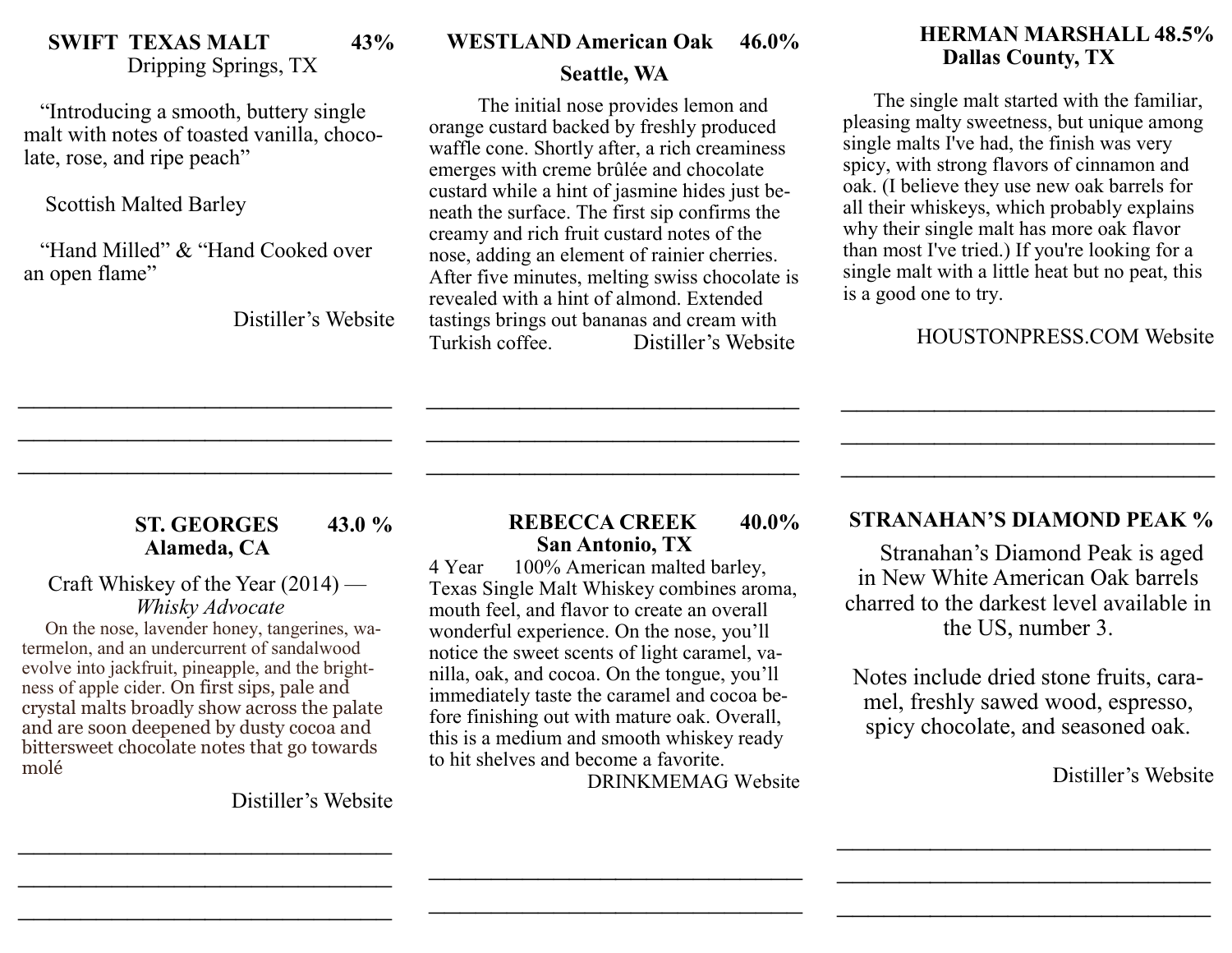**SWIFT TEXAS MALT** **43%**
Dripping Springs, TX

"Introducing a smooth, buttery single malt with notes of toasted vanilla, chocolate, rose, and ripe peach"

Scottish Malted Barley

"Hand Milled" & "Hand Cooked over an open flame"

Distiller's Website

______________________________
______________________________
______________________________

**WESTLAND American Oak** **46.0%**
**Seattle, WA**

The initial nose provides lemon and orange custard backed by freshly produced waffle cone. Shortly after, a rich creaminess emerges with creme brûlée and chocolate custard while a hint of jasmine hides just beneath the surface. The first sip confirms the creamy and rich fruit custard notes of the nose, adding an element of rainier cherries. After five minutes, melting swiss chocolate is revealed with a hint of almond. Extended tastings brings out bananas and cream with Turkish coffee. Distiller's Website

______________________________
______________________________
______________________________

**HERMAN MARSHALL 48.5%**
**Dallas County, TX**

The single malt started with the familiar, pleasing malty sweetness, but unique among single malts I've had, the finish was very spicy, with strong flavors of cinnamon and oak. (I believe they use new oak barrels for all their whiskeys, which probably explains why their single malt has more oak flavor than most I've tried.) If you're looking for a single malt with a little heat but no peat, this is a good one to try.

HOUSTONPRESS.COM Website

______________________________
______________________________
______________________________

**ST. GEORGES** **43.0 %**
**Alameda, CA**

Craft Whiskey of the Year (2014) — *Whisky Advocate*

On the nose, lavender honey, tangerines, watermelon, and an undercurrent of sandalwood evolve into jackfruit, pineapple, and the brightness of apple cider. On first sips, pale and crystal malts broadly show across the palate and are soon deepened by dusty cocoa and bittersweet chocolate notes that go towards molé

Distiller's Website

______________________________
______________________________
______________________________

**REBECCA CREEK** **40.0%**
**San Antonio, TX**

4 Year 100% American malted barley, Texas Single Malt Whiskey combines aroma, mouth feel, and flavor to create an overall wonderful experience. On the nose, you'll notice the sweet scents of light caramel, vanilla, oak, and cocoa. On the tongue, you'll immediately taste the caramel and cocoa before finishing out with mature oak. Overall, this is a medium and smooth whiskey ready to hit shelves and become a favorite.

DRINKMEMAG Website

______________________________
______________________________

**STRANAHAN'S DIAMOND PEAK %**

Stranahan's Diamond Peak is aged in New White American Oak barrels charred to the darkest level available in the US, number 3.

Notes include dried stone fruits, caramel, freshly sawed wood, espresso, spicy chocolate, and seasoned oak.

Distiller's Website

______________________________
______________________________
______________________________